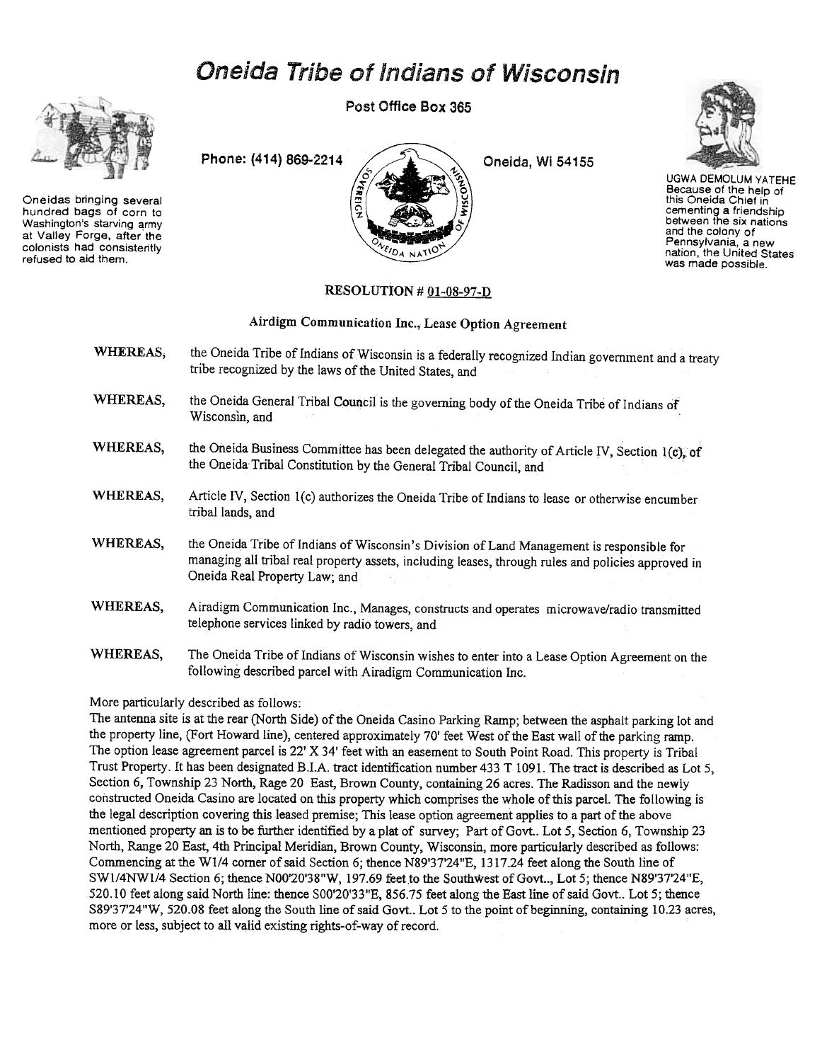# Oneida Tribe of Indians of Wisconsin

Post Office Box 365

Phone: (414) 869-2214

Oneida, Wi 54155

Oneidas bringing several hundred bags of corn to Washington's starving army at Valley Forge, after the colonists had consistently refused to aid them.

UGWA DEMOLUM YATEHE Because of the help of this Oneida Chief in cementing a friendship between the six nations and the colony of Pennsylvania, a new nation, the United States was made possible.

## RESOLUTION # 01-08-97-D

### Airdigm Communication Inc., Lease Option Agreement

**WHEREAS**, the Oneida Tribe of Indians of Wisconsin is a federally recognized Indian government and a treaty tribe recognized by the laws of the United States, and

**WHEREAS**, the Oneida General Tribal Council is the governing body of the Oneida Tribe of Indians of Wisconsin, and

**WHEREAS**, the Oneida Business Committee has been delegated the authority of Article IV, Section 1(c), of the Oneida Tribal Constitution by the General Tribal Council, and

**WHEREAS**, Article IV, Section 1(c) authorizes the Oneida Tribe of Indians to lease or otherwise encumber tribal lands, and

**WHEREAS**, the Oneida Tribe of Indians of Wisconsin's Division of Land Management is responsible for managing all tribal real property assets, including leases, through rules and policies approved in Oneida Real Property Law; and

**WHEREAS**, Airadigm Communication Inc., Manages, constructs and operates microwave/radio transmitted telephone services linked by radio towers, and

**WHEREAS**, The Oneida Tribe of Indians of Wisconsin wishes to enter into a Lease Option Agreement on the following described parcel with Airadigm Communication Inc.

More particularly described as follows:

The antenna site is at the rear (North Side) of the Oneida Casino Parking Ramp; between the asphalt parking lot and the property line, (Fort Howard line), centered approximately 70' feet West of the East wall of the parking ramp. The option lease agreement parcel is 22' X 34' feet with an easement to South Point Road. This property is Tribal Trust Property. It has been designated B.I.A. tract identification number 433 T 1091. The tract is described as Lot 5, Section 6, Township 23 North, Rage 20 East, Brown County, containing 26 acres. The Radisson and the newly constructed Oneida Casino are located on this property which comprises the whole of this parcel. The following is the legal description covering this leased premise; This lease option agreement applies to a part of the above mentioned property an is to be further identified by a plat of survey; Part of Govt.. Lot 5, Section 6, Township 23 North, Range 20 East, 4th Principal Meridian, Brown County, Wisconsin, more particularly described as follows: Commencing at the W1/4 corner of said Section 6; thence N89'37'24"E, 1317.24 feet along the South line of SW1/4NW1/4 Section 6; thence N00'20'38"W, 197.69 feet to the Southwest of Govt.., Lot 5; thence N89'37'24"E, 520.10 feet along said North line: thence S00'20'33"E, 856.75 feet along the East line of said Govt.. Lot 5; thence S89'37'24"W, 520.08 feet along the South line of said Govt.. Lot 5 to the point of beginning, containing 10.23 acres, more or less, subject to all valid existing rights-of-way of record.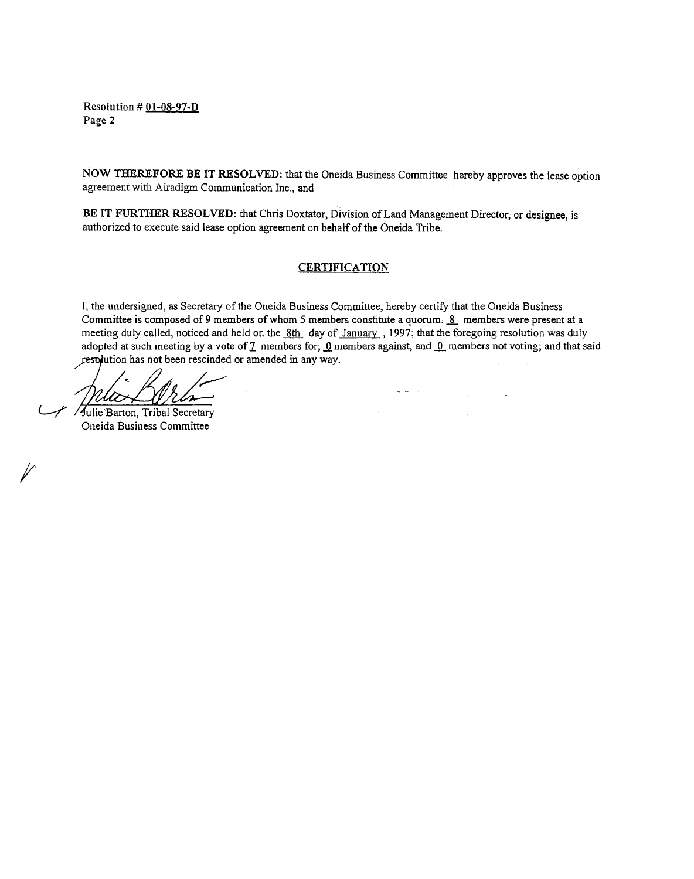Resolution # 01-08-97-D
Page 2

**NOW THEREFORE BE IT RESOLVED:** that the Oneida Business Committee hereby approves the lease option agreement with Airadigm Communication Inc., and

**BE IT FURTHER RESOLVED:** that Chris Doxtator, Division of Land Management Director, or designee, is authorized to execute said lease option agreement on behalf of the Oneida Tribe.

## CERTIFICATION

I, the undersigned, as Secretary of the Oneida Business Committee, hereby certify that the Oneida Business Committee is composed of 9 members of whom 5 members constitute a quorum. 8 members were present at a meeting duly called, noticed and held on the 8th day of January, 1997; that the foregoing resolution was duly adopted at such meeting by a vote of 7 members for; 0 members against, and 0 members not voting; and that said resolution has not been rescinded or amended in any way.

Julie Barton, Tribal Secretary
Oneida Business Committee